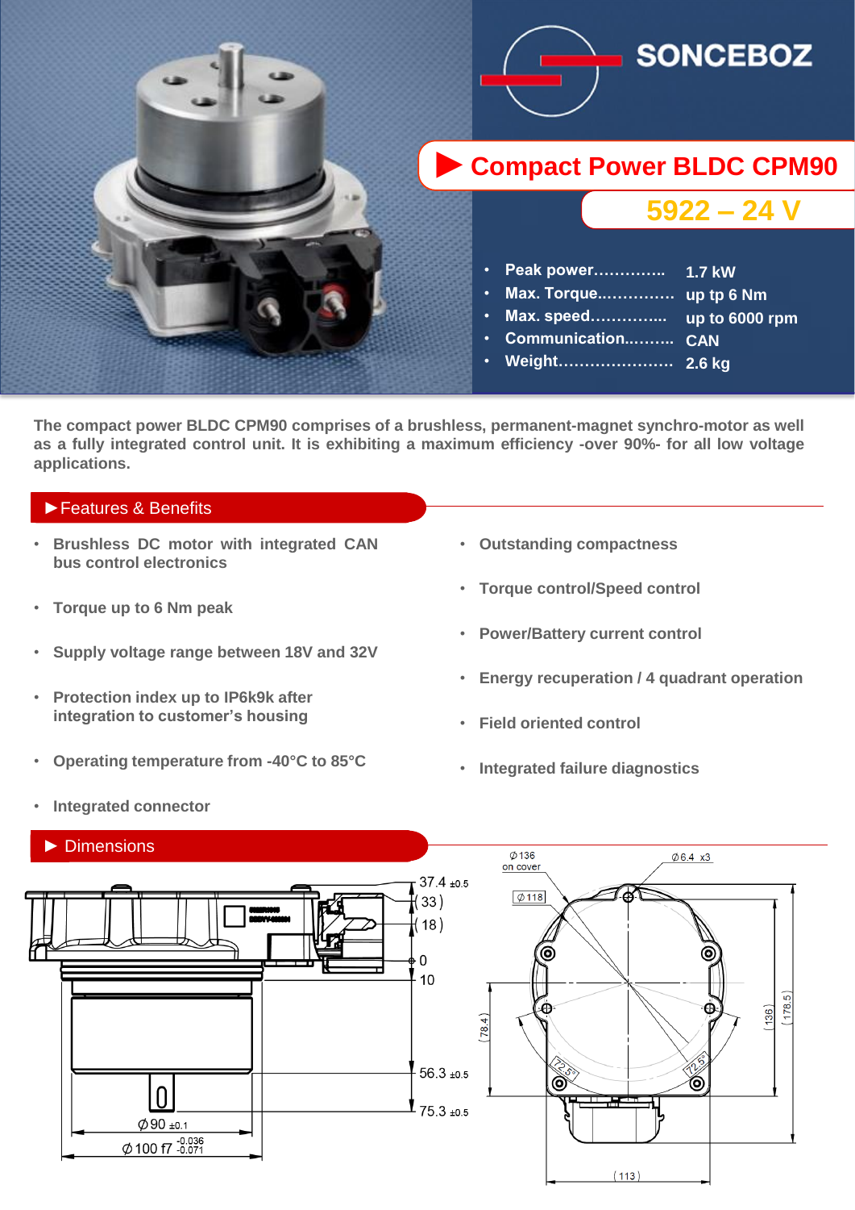SONCEBOZ

# Compact Power BLDC CPM90

## 5922 – 24 V

- Peak power………….. 1.7 kW
- Max. Torque..………… up tp 6 Nm
- Max. speed…………... up to 6000 rpm
- Communication..……. CAN
- Weight………………… 2.6 kg

The compact power BLDC CPM90 comprises of a brushless, permanent-magnet synchro-motor as well as a fully integrated control unit. It is exhibiting a maximum efficiency -over 90%- for all low voltage applications.

## ►Features & Benefits

- Brushless DC motor with integrated CAN bus control electronics
- Torque up to 6 Nm peak
- Supply voltage range between 18V and 32V
- Protection index up to IP6k9k after integration to customer's housing
- Operating temperature from -40°C to 85°C
- Integrated connector
- Outstanding compactness
- Torque control/Speed control
- Power/Battery current control
- Energy recuperation / 4 quadrant operation
- Field oriented control
- Integrated failure diagnostics

## ► Dimensions

37.4 ±0.5; (33); (18); 0; 10; 56.3 ±0.5; 75.3 ±0.5; Ø90 ±0.1; Ø100 f7 -0.036/-0.071

Ø136 on cover; Ø118; Ø6.4 x3; (78.4); (136); (178.5); 72.5°; 72.5°; (113)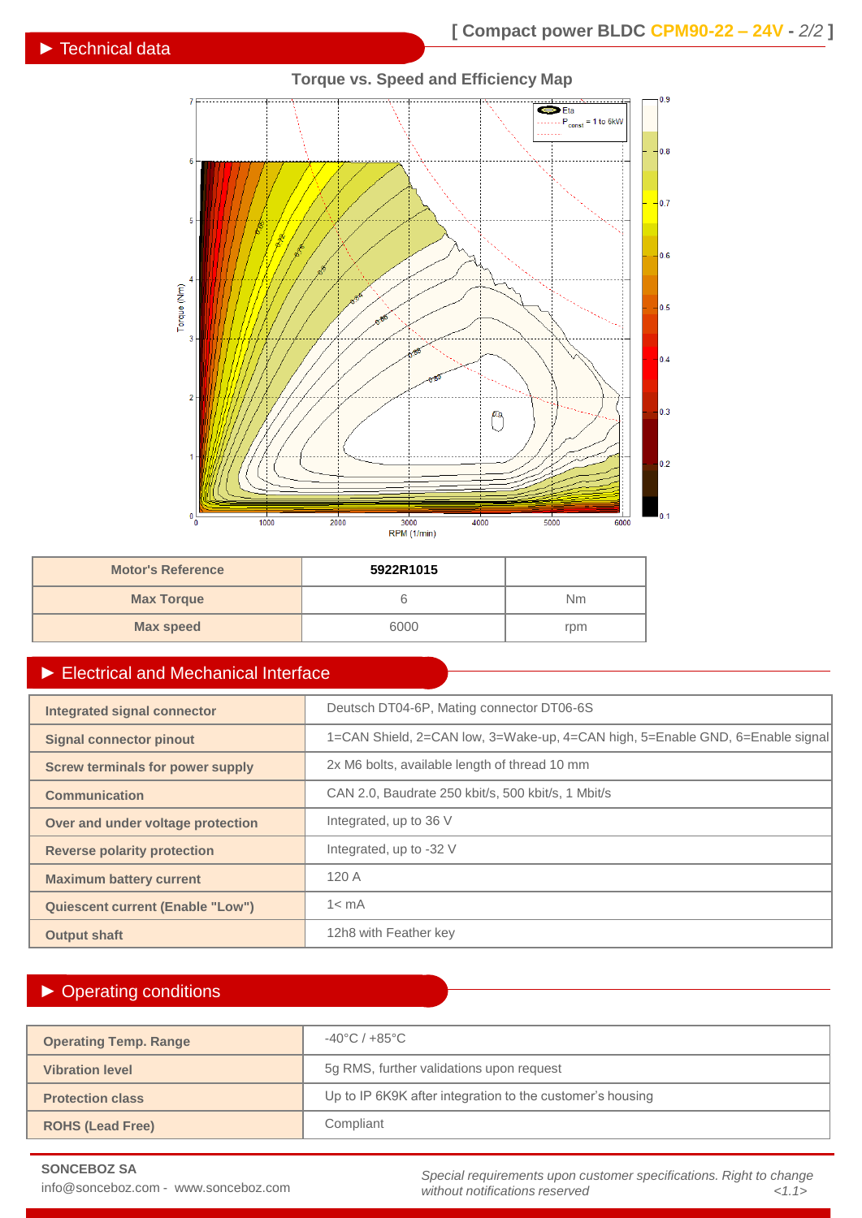## ► Technical data

### Torque vs. Speed and Efficiency Map

Eta
$P_{const}$ = 1 to 6kW

Torque (Nm)

RPM (1/min)

0 1000 2000 3000 4000 5000 6000

0 1 2 3 4 5 6 7

0.1 0.2 0.3 0.4 0.5 0.6 0.7 0.8 0.9

| Motor's Reference | 5922R1015 | |
|---|---|---|
| Max Torque | 6 | Nm |
| Max speed | 6000 | rpm |

## ► Electrical and Mechanical Interface

| | |
|---|---|
| Integrated signal connector | Deutsch DT04-6P, Mating connector DT06-6S |
| Signal connector pinout | 1=CAN Shield, 2=CAN low, 3=Wake-up, 4=CAN high, 5=Enable GND, 6=Enable signal |
| Screw terminals for power supply | 2x M6 bolts, available length of thread 10 mm |
| Communication | CAN 2.0, Baudrate 250 kbit/s, 500 kbit/s, 1 Mbit/s |
| Over and under voltage protection | Integrated, up to 36 V |
| Reverse polarity protection | Integrated, up to -32 V |
| Maximum battery current | 120 A |
| Quiescent current (Enable "Low") | 1< mA |
| Output shaft | 12h8 with Feather key |

## ► Operating conditions

| | |
|---|---|
| Operating Temp. Range | -40°C / +85°C |
| Vibration level | 5g RMS, further validations upon request |
| Protection class | Up to IP 6K9K after integration to the customer's housing |
| ROHS (Lead Free) | Compliant |

**SONCEBOZ SA**
info@sonceboz.com - www.sonceboz.com

*Special requirements upon customer specifications. Right to change without notifications reserved* *<1.1>*